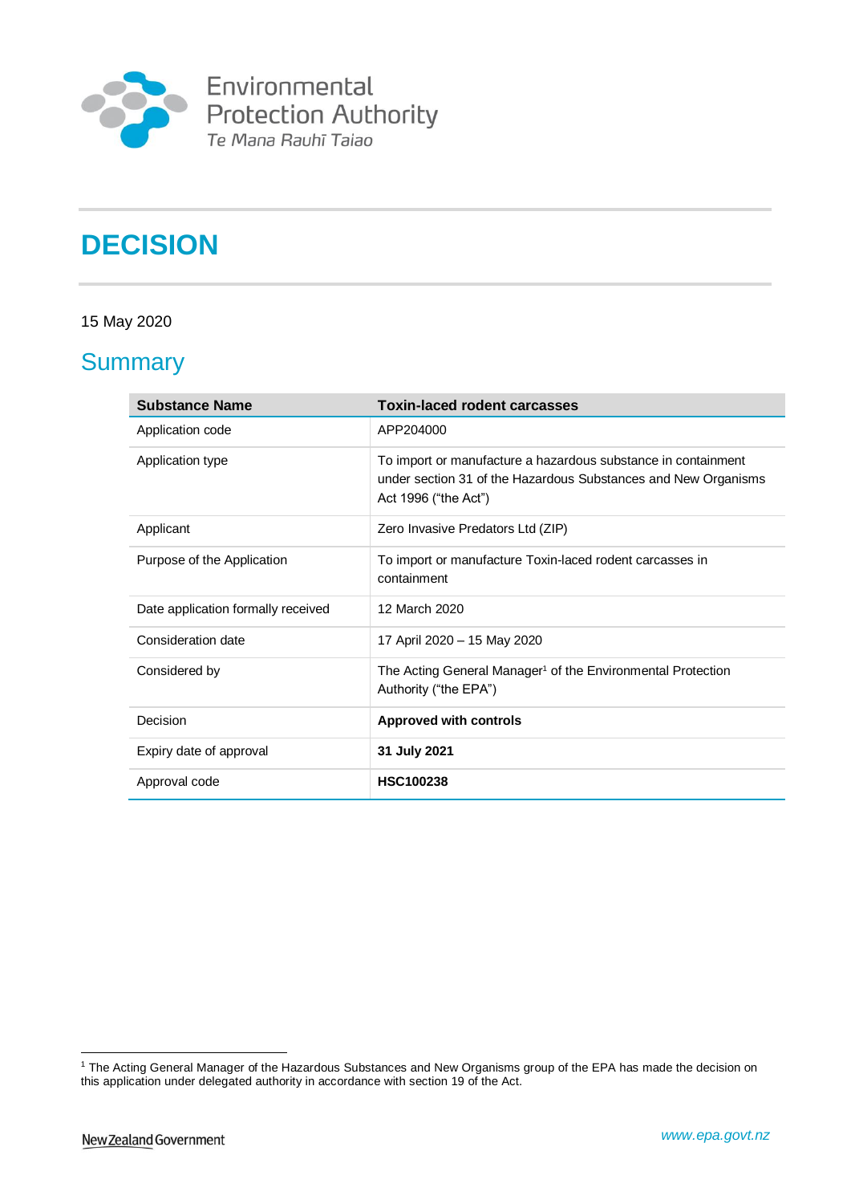Environmental Protection Authority
Te Mana Rauhī Taiao

# DECISION

15 May 2020

## Summary

| Substance Name | Toxin-laced rodent carcasses |
|---|---|
| Application code | APP204000 |
| Application type | To import or manufacture a hazardous substance in containment under section 31 of the Hazardous Substances and New Organisms Act 1996 ("the Act") |
| Applicant | Zero Invasive Predators Ltd (ZIP) |
| Purpose of the Application | To import or manufacture Toxin-laced rodent carcasses in containment |
| Date application formally received | 12 March 2020 |
| Consideration date | 17 April 2020 – 15 May 2020 |
| Considered by | The Acting General Manager[1] of the Environmental Protection Authority ("the EPA") |
| Decision | **Approved with controls** |
| Expiry date of approval | **31 July 2021** |
| Approval code | **HSC100238** |

[1] The Acting General Manager of the Hazardous Substances and New Organisms group of the EPA has made the decision on this application under delegated authority in accordance with section 19 of the Act.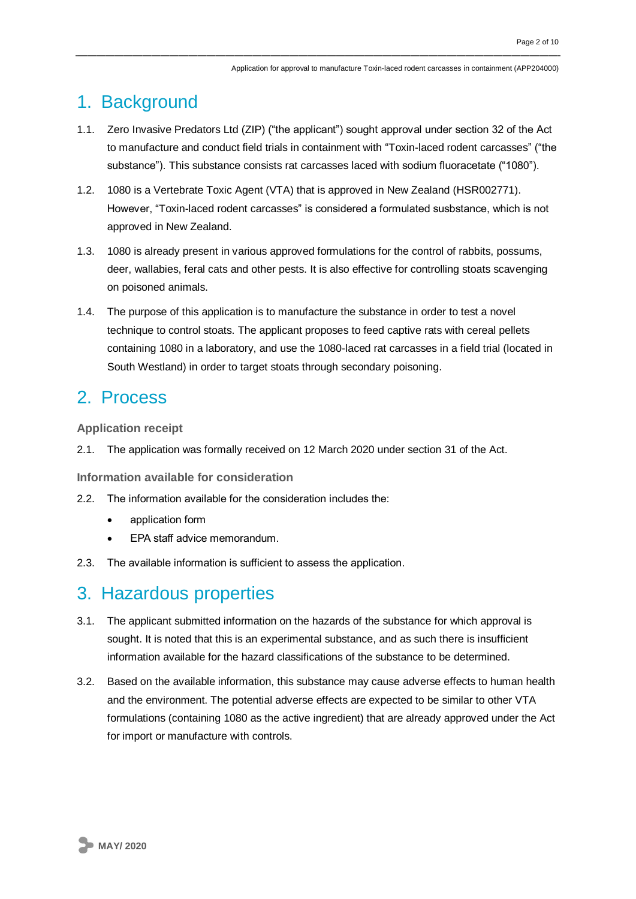# 1. Background

1.1. Zero Invasive Predators Ltd (ZIP) ("the applicant") sought approval under section 32 of the Act to manufacture and conduct field trials in containment with "Toxin-laced rodent carcasses" ("the substance"). This substance consists rat carcasses laced with sodium fluoracetate ("1080").

1.2. 1080 is a Vertebrate Toxic Agent (VTA) that is approved in New Zealand (HSR002771). However, "Toxin-laced rodent carcasses" is considered a formulated susbstance, which is not approved in New Zealand.

1.3. 1080 is already present in various approved formulations for the control of rabbits, possums, deer, wallabies, feral cats and other pests. It is also effective for controlling stoats scavenging on poisoned animals.

1.4. The purpose of this application is to manufacture the substance in order to test a novel technique to control stoats. The applicant proposes to feed captive rats with cereal pellets containing 1080 in a laboratory, and use the 1080-laced rat carcasses in a field trial (located in South Westland) in order to target stoats through secondary poisoning.

# 2. Process

### Application receipt

2.1. The application was formally received on 12 March 2020 under section 31 of the Act.

### Information available for consideration

2.2. The information available for the consideration includes the:

- application form
- EPA staff advice memorandum.

2.3. The available information is sufficient to assess the application.

# 3. Hazardous properties

3.1. The applicant submitted information on the hazards of the substance for which approval is sought. It is noted that this is an experimental substance, and as such there is insufficient information available for the hazard classifications of the substance to be determined.

3.2. Based on the available information, this substance may cause adverse effects to human health and the environment. The potential adverse effects are expected to be similar to other VTA formulations (containing 1080 as the active ingredient) that are already approved under the Act for import or manufacture with controls.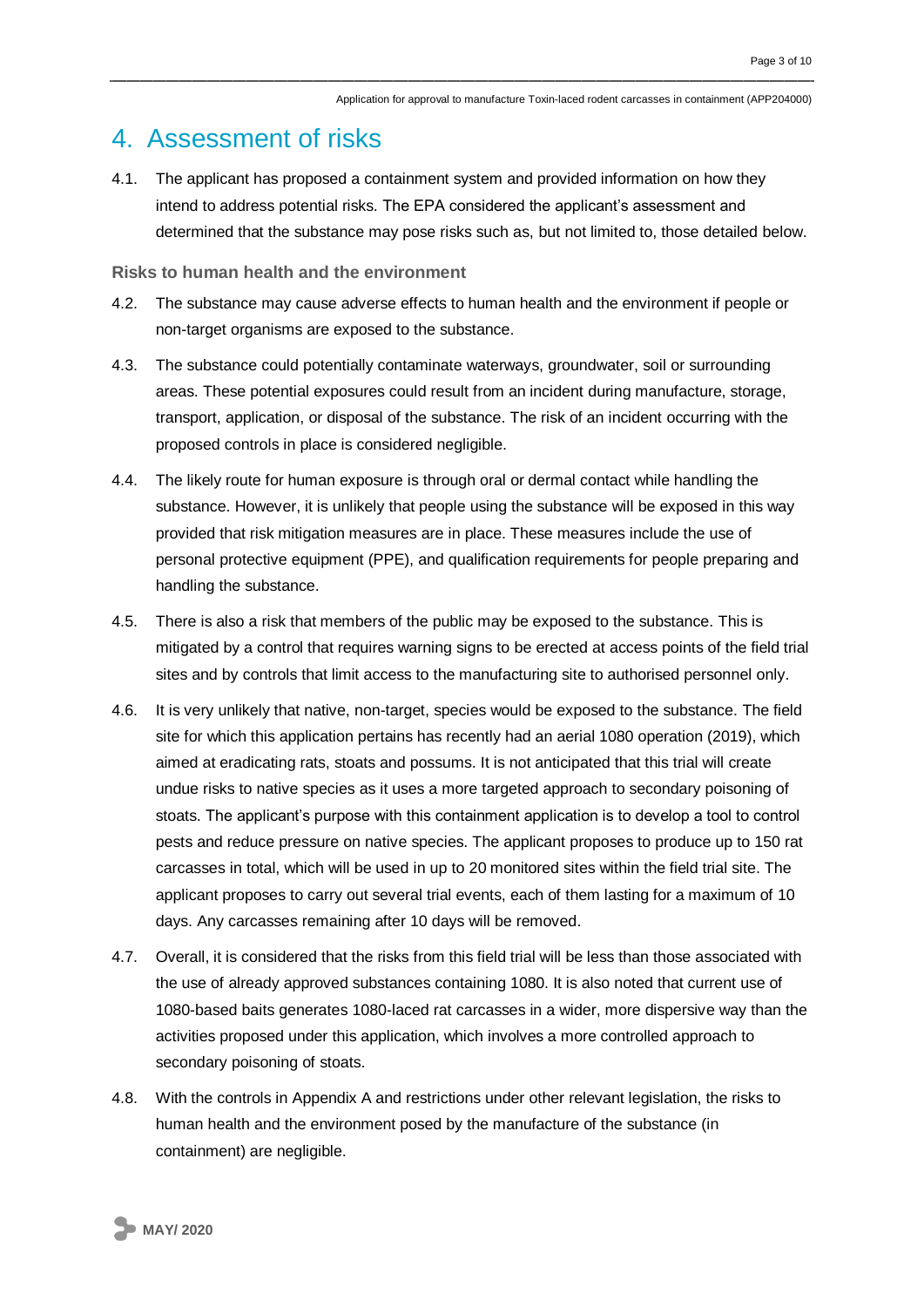## 4. Assessment of risks

4.1. The applicant has proposed a containment system and provided information on how they intend to address potential risks. The EPA considered the applicant's assessment and determined that the substance may pose risks such as, but not limited to, those detailed below.

### Risks to human health and the environment

4.2. The substance may cause adverse effects to human health and the environment if people or non-target organisms are exposed to the substance.

4.3. The substance could potentially contaminate waterways, groundwater, soil or surrounding areas. These potential exposures could result from an incident during manufacture, storage, transport, application, or disposal of the substance. The risk of an incident occurring with the proposed controls in place is considered negligible.

4.4. The likely route for human exposure is through oral or dermal contact while handling the substance. However, it is unlikely that people using the substance will be exposed in this way provided that risk mitigation measures are in place. These measures include the use of personal protective equipment (PPE), and qualification requirements for people preparing and handling the substance.

4.5. There is also a risk that members of the public may be exposed to the substance. This is mitigated by a control that requires warning signs to be erected at access points of the field trial sites and by controls that limit access to the manufacturing site to authorised personnel only.

4.6. It is very unlikely that native, non-target, species would be exposed to the substance. The field site for which this application pertains has recently had an aerial 1080 operation (2019), which aimed at eradicating rats, stoats and possums. It is not anticipated that this trial will create undue risks to native species as it uses a more targeted approach to secondary poisoning of stoats. The applicant's purpose with this containment application is to develop a tool to control pests and reduce pressure on native species. The applicant proposes to produce up to 150 rat carcasses in total, which will be used in up to 20 monitored sites within the field trial site. The applicant proposes to carry out several trial events, each of them lasting for a maximum of 10 days. Any carcasses remaining after 10 days will be removed.

4.7. Overall, it is considered that the risks from this field trial will be less than those associated with the use of already approved substances containing 1080. It is also noted that current use of 1080-based baits generates 1080-laced rat carcasses in a wider, more dispersive way than the activities proposed under this application, which involves a more controlled approach to secondary poisoning of stoats.

4.8. With the controls in Appendix A and restrictions under other relevant legislation, the risks to human health and the environment posed by the manufacture of the substance (in containment) are negligible.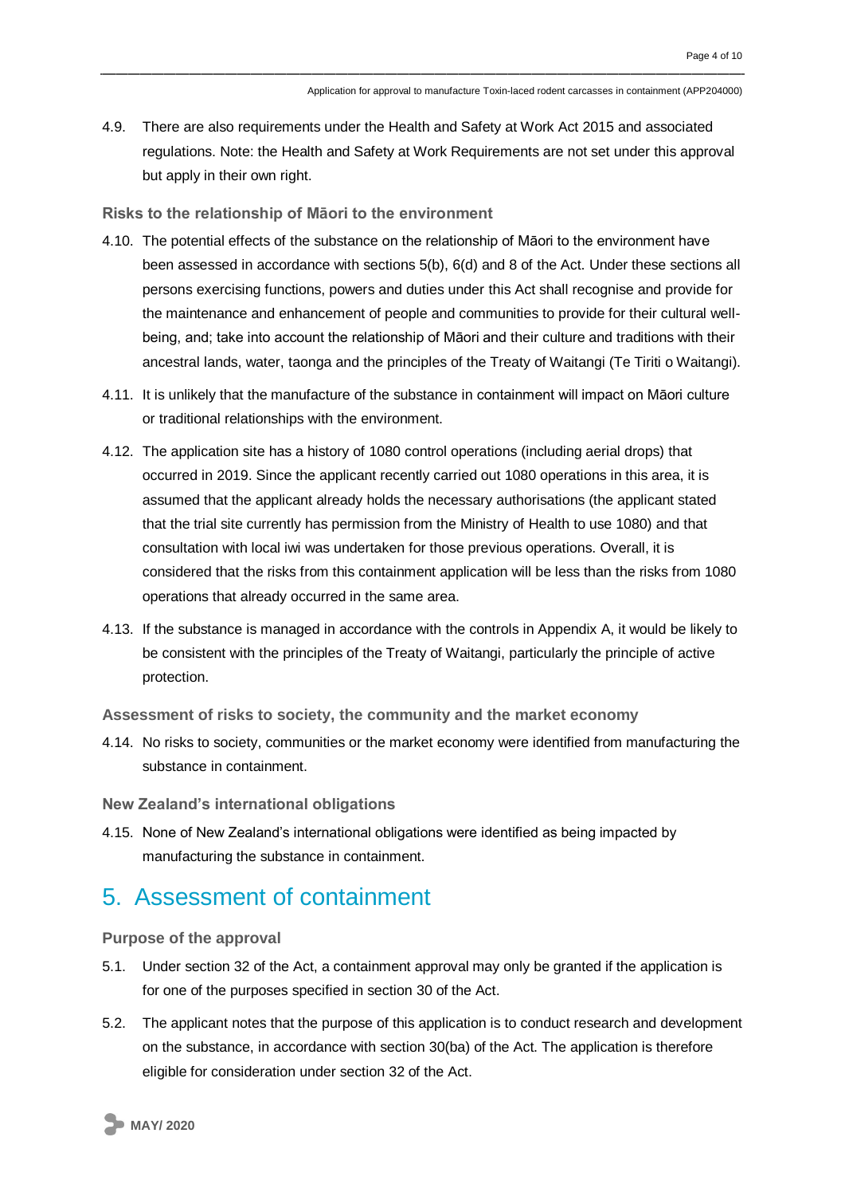4.9. There are also requirements under the Health and Safety at Work Act 2015 and associated regulations. Note: the Health and Safety at Work Requirements are not set under this approval but apply in their own right.

### Risks to the relationship of Māori to the environment

4.10. The potential effects of the substance on the relationship of Māori to the environment have been assessed in accordance with sections 5(b), 6(d) and 8 of the Act. Under these sections all persons exercising functions, powers and duties under this Act shall recognise and provide for the maintenance and enhancement of people and communities to provide for their cultural well-being, and; take into account the relationship of Māori and their culture and traditions with their ancestral lands, water, taonga and the principles of the Treaty of Waitangi (Te Tiriti o Waitangi).

4.11. It is unlikely that the manufacture of the substance in containment will impact on Māori culture or traditional relationships with the environment.

4.12. The application site has a history of 1080 control operations (including aerial drops) that occurred in 2019. Since the applicant recently carried out 1080 operations in this area, it is assumed that the applicant already holds the necessary authorisations (the applicant stated that the trial site currently has permission from the Ministry of Health to use 1080) and that consultation with local iwi was undertaken for those previous operations. Overall, it is considered that the risks from this containment application will be less than the risks from 1080 operations that already occurred in the same area.

4.13. If the substance is managed in accordance with the controls in Appendix A, it would be likely to be consistent with the principles of the Treaty of Waitangi, particularly the principle of active protection.

### Assessment of risks to society, the community and the market economy

4.14. No risks to society, communities or the market economy were identified from manufacturing the substance in containment.

### New Zealand's international obligations

4.15. None of New Zealand's international obligations were identified as being impacted by manufacturing the substance in containment.

## 5. Assessment of containment

### Purpose of the approval

5.1. Under section 32 of the Act, a containment approval may only be granted if the application is for one of the purposes specified in section 30 of the Act.

5.2. The applicant notes that the purpose of this application is to conduct research and development on the substance, in accordance with section 30(ba) of the Act. The application is therefore eligible for consideration under section 32 of the Act.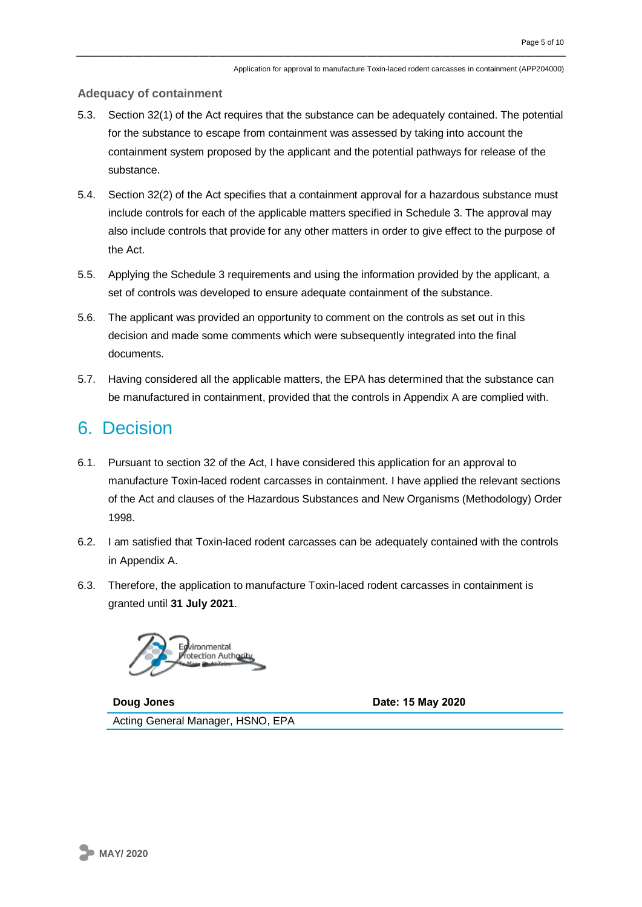### Adequacy of containment

5.3. Section 32(1) of the Act requires that the substance can be adequately contained. The potential for the substance to escape from containment was assessed by taking into account the containment system proposed by the applicant and the potential pathways for release of the substance.

5.4. Section 32(2) of the Act specifies that a containment approval for a hazardous substance must include controls for each of the applicable matters specified in Schedule 3. The approval may also include controls that provide for any other matters in order to give effect to the purpose of the Act.

5.5. Applying the Schedule 3 requirements and using the information provided by the applicant, a set of controls was developed to ensure adequate containment of the substance.

5.6. The applicant was provided an opportunity to comment on the controls as set out in this decision and made some comments which were subsequently integrated into the final documents.

5.7. Having considered all the applicable matters, the EPA has determined that the substance can be manufactured in containment, provided that the controls in Appendix A are complied with.

# 6. Decision

6.1. Pursuant to section 32 of the Act, I have considered this application for an approval to manufacture Toxin-laced rodent carcasses in containment. I have applied the relevant sections of the Act and clauses of the Hazardous Substances and New Organisms (Methodology) Order 1998.

6.2. I am satisfied that Toxin-laced rodent carcasses can be adequately contained with the controls in Appendix A.

6.3. Therefore, the application to manufacture Toxin-laced rodent carcasses in containment is granted until **31 July 2021**.

| **Doug Jones** | **Date: 15 May 2020** |
|---|---|
| Acting General Manager, HSNO, EPA | |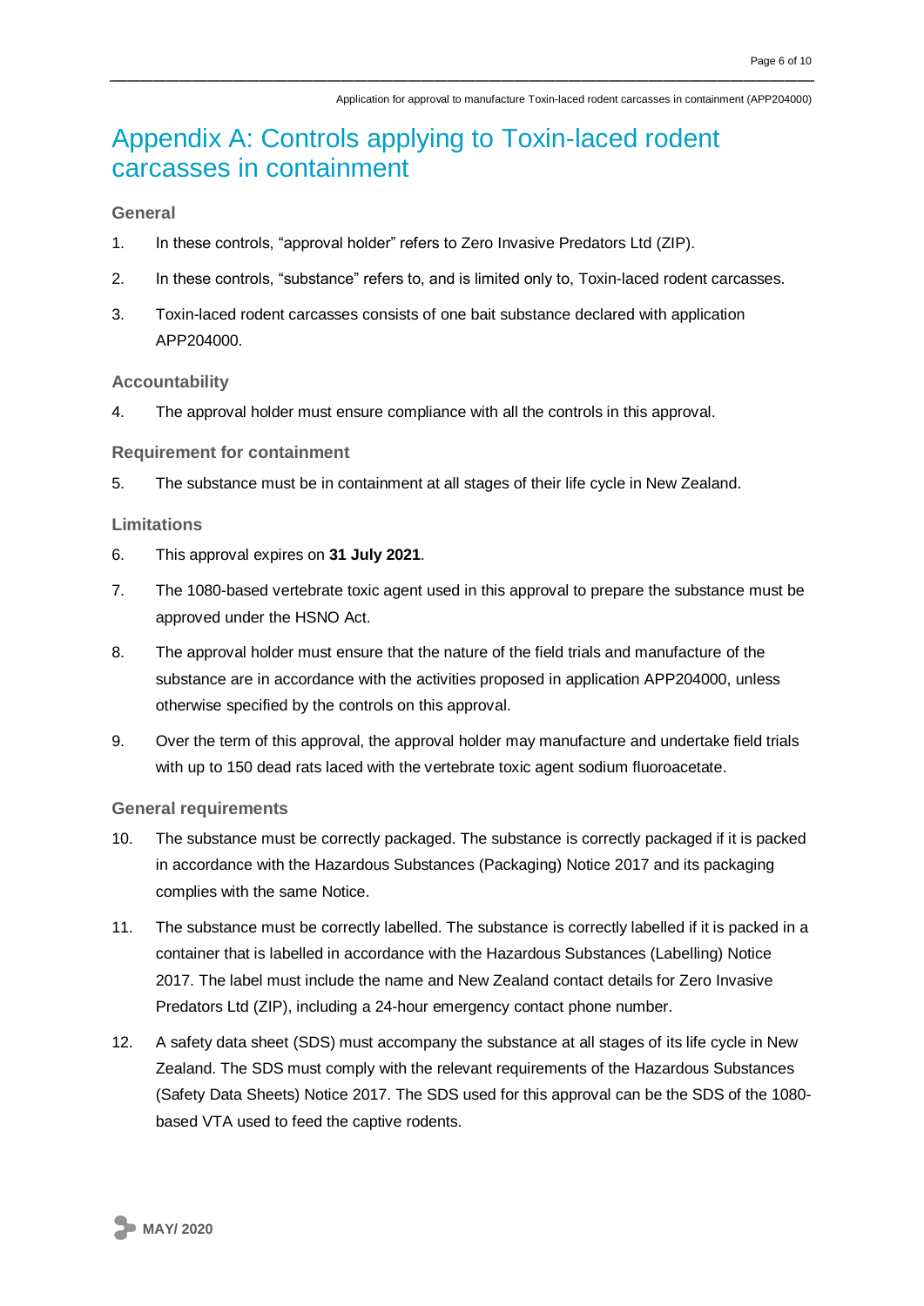# Appendix A: Controls applying to Toxin-laced rodent carcasses in containment

### General

1. In these controls, “approval holder” refers to Zero Invasive Predators Ltd (ZIP).
2. In these controls, “substance” refers to, and is limited only to, Toxin-laced rodent carcasses.
3. Toxin-laced rodent carcasses consists of one bait substance declared with application APP204000.

### Accountability

4. The approval holder must ensure compliance with all the controls in this approval.

### Requirement for containment

5. The substance must be in containment at all stages of their life cycle in New Zealand.

### Limitations

6. This approval expires on **31 July 2021**.
7. The 1080-based vertebrate toxic agent used in this approval to prepare the substance must be approved under the HSNO Act.
8. The approval holder must ensure that the nature of the field trials and manufacture of the substance are in accordance with the activities proposed in application APP204000, unless otherwise specified by the controls on this approval.
9. Over the term of this approval, the approval holder may manufacture and undertake field trials with up to 150 dead rats laced with the vertebrate toxic agent sodium fluoroacetate.

### General requirements

10. The substance must be correctly packaged. The substance is correctly packaged if it is packed in accordance with the Hazardous Substances (Packaging) Notice 2017 and its packaging complies with the same Notice.
11. The substance must be correctly labelled. The substance is correctly labelled if it is packed in a container that is labelled in accordance with the Hazardous Substances (Labelling) Notice 2017. The label must include the name and New Zealand contact details for Zero Invasive Predators Ltd (ZIP), including a 24-hour emergency contact phone number.
12. A safety data sheet (SDS) must accompany the substance at all stages of its life cycle in New Zealand. The SDS must comply with the relevant requirements of the Hazardous Substances (Safety Data Sheets) Notice 2017. The SDS used for this approval can be the SDS of the 1080-based VTA used to feed the captive rodents.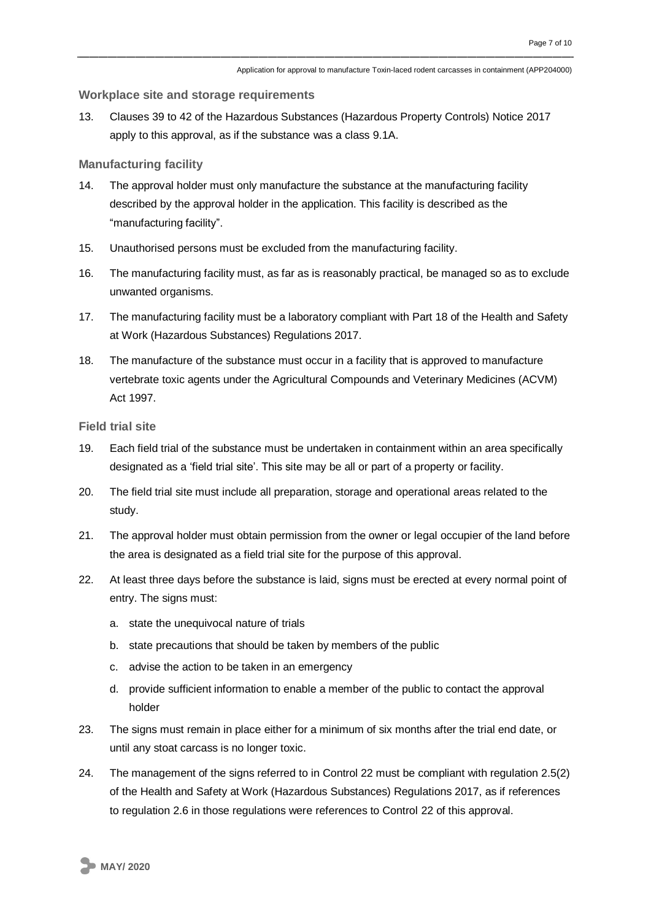### Workplace site and storage requirements

13. Clauses 39 to 42 of the Hazardous Substances (Hazardous Property Controls) Notice 2017 apply to this approval, as if the substance was a class 9.1A.

### Manufacturing facility

14. The approval holder must only manufacture the substance at the manufacturing facility described by the approval holder in the application. This facility is described as the "manufacturing facility".
15. Unauthorised persons must be excluded from the manufacturing facility.
16. The manufacturing facility must, as far as is reasonably practical, be managed so as to exclude unwanted organisms.
17. The manufacturing facility must be a laboratory compliant with Part 18 of the Health and Safety at Work (Hazardous Substances) Regulations 2017.
18. The manufacture of the substance must occur in a facility that is approved to manufacture vertebrate toxic agents under the Agricultural Compounds and Veterinary Medicines (ACVM) Act 1997.

### Field trial site

19. Each field trial of the substance must be undertaken in containment within an area specifically designated as a 'field trial site'. This site may be all or part of a property or facility.
20. The field trial site must include all preparation, storage and operational areas related to the study.
21. The approval holder must obtain permission from the owner or legal occupier of the land before the area is designated as a field trial site for the purpose of this approval.
22. At least three days before the substance is laid, signs must be erected at every normal point of entry. The signs must:
    a. state the unequivocal nature of trials
    b. state precautions that should be taken by members of the public
    c. advise the action to be taken in an emergency
    d. provide sufficient information to enable a member of the public to contact the approval holder
23. The signs must remain in place either for a minimum of six months after the trial end date, or until any stoat carcass is no longer toxic.
24. The management of the signs referred to in Control 22 must be compliant with regulation 2.5(2) of the Health and Safety at Work (Hazardous Substances) Regulations 2017, as if references to regulation 2.6 in those regulations were references to Control 22 of this approval.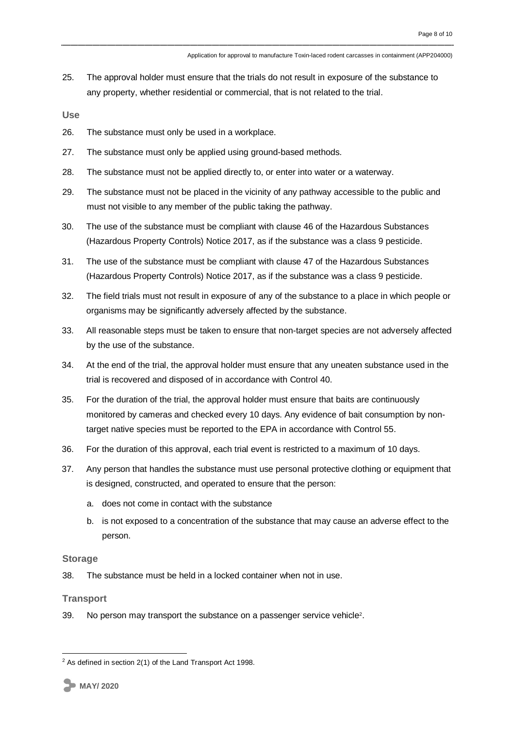25. The approval holder must ensure that the trials do not result in exposure of the substance to any property, whether residential or commercial, that is not related to the trial.

### Use

26. The substance must only be used in a workplace.
27. The substance must only be applied using ground-based methods.
28. The substance must not be applied directly to, or enter into water or a waterway.
29. The substance must not be placed in the vicinity of any pathway accessible to the public and must not visible to any member of the public taking the pathway.
30. The use of the substance must be compliant with clause 46 of the Hazardous Substances (Hazardous Property Controls) Notice 2017, as if the substance was a class 9 pesticide.
31. The use of the substance must be compliant with clause 47 of the Hazardous Substances (Hazardous Property Controls) Notice 2017, as if the substance was a class 9 pesticide.
32. The field trials must not result in exposure of any of the substance to a place in which people or organisms may be significantly adversely affected by the substance.
33. All reasonable steps must be taken to ensure that non-target species are not adversely affected by the use of the substance.
34. At the end of the trial, the approval holder must ensure that any uneaten substance used in the trial is recovered and disposed of in accordance with Control 40.
35. For the duration of the trial, the approval holder must ensure that baits are continuously monitored by cameras and checked every 10 days. Any evidence of bait consumption by non-target native species must be reported to the EPA in accordance with Control 55.
36. For the duration of this approval, each trial event is restricted to a maximum of 10 days.
37. Any person that handles the substance must use personal protective clothing or equipment that is designed, constructed, and operated to ensure that the person:
    a. does not come in contact with the substance
    b. is not exposed to a concentration of the substance that may cause an adverse effect to the person.

### Storage

38. The substance must be held in a locked container when not in use.

### Transport

39. No person may transport the substance on a passenger service vehicle[2].

[2] As defined in section 2(1) of the Land Transport Act 1998.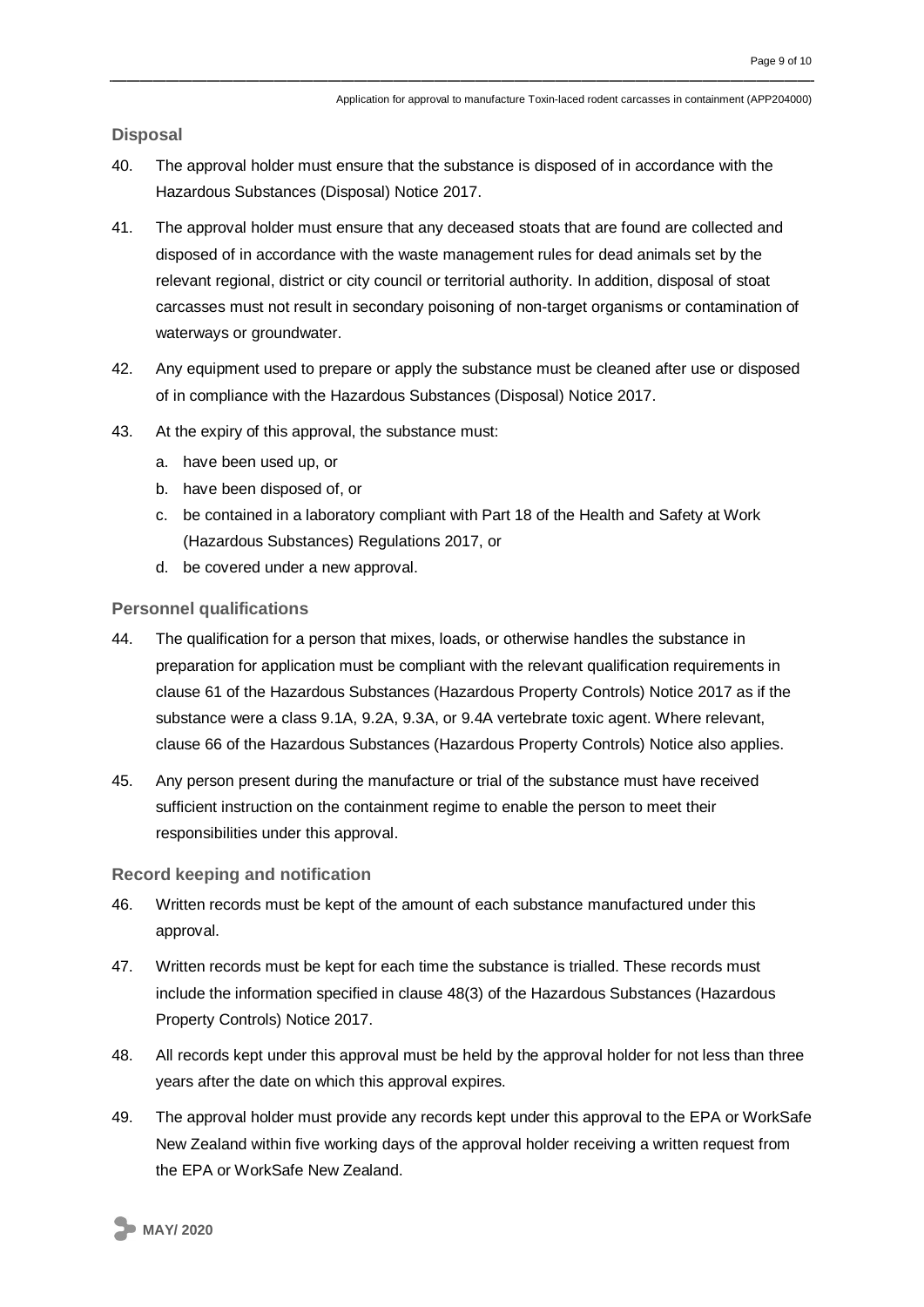### Disposal

40. The approval holder must ensure that the substance is disposed of in accordance with the Hazardous Substances (Disposal) Notice 2017.
41. The approval holder must ensure that any deceased stoats that are found are collected and disposed of in accordance with the waste management rules for dead animals set by the relevant regional, district or city council or territorial authority. In addition, disposal of stoat carcasses must not result in secondary poisoning of non-target organisms or contamination of waterways or groundwater.
42. Any equipment used to prepare or apply the substance must be cleaned after use or disposed of in compliance with the Hazardous Substances (Disposal) Notice 2017.
43. At the expiry of this approval, the substance must:
    a. have been used up, or
    b. have been disposed of, or
    c. be contained in a laboratory compliant with Part 18 of the Health and Safety at Work (Hazardous Substances) Regulations 2017, or
    d. be covered under a new approval.

### Personnel qualifications

44. The qualification for a person that mixes, loads, or otherwise handles the substance in preparation for application must be compliant with the relevant qualification requirements in clause 61 of the Hazardous Substances (Hazardous Property Controls) Notice 2017 as if the substance were a class 9.1A, 9.2A, 9.3A, or 9.4A vertebrate toxic agent. Where relevant, clause 66 of the Hazardous Substances (Hazardous Property Controls) Notice also applies.
45. Any person present during the manufacture or trial of the substance must have received sufficient instruction on the containment regime to enable the person to meet their responsibilities under this approval.

### Record keeping and notification

46. Written records must be kept of the amount of each substance manufactured under this approval.
47. Written records must be kept for each time the substance is trialled. These records must include the information specified in clause 48(3) of the Hazardous Substances (Hazardous Property Controls) Notice 2017.
48. All records kept under this approval must be held by the approval holder for not less than three years after the date on which this approval expires.
49. The approval holder must provide any records kept under this approval to the EPA or WorkSafe New Zealand within five working days of the approval holder receiving a written request from the EPA or WorkSafe New Zealand.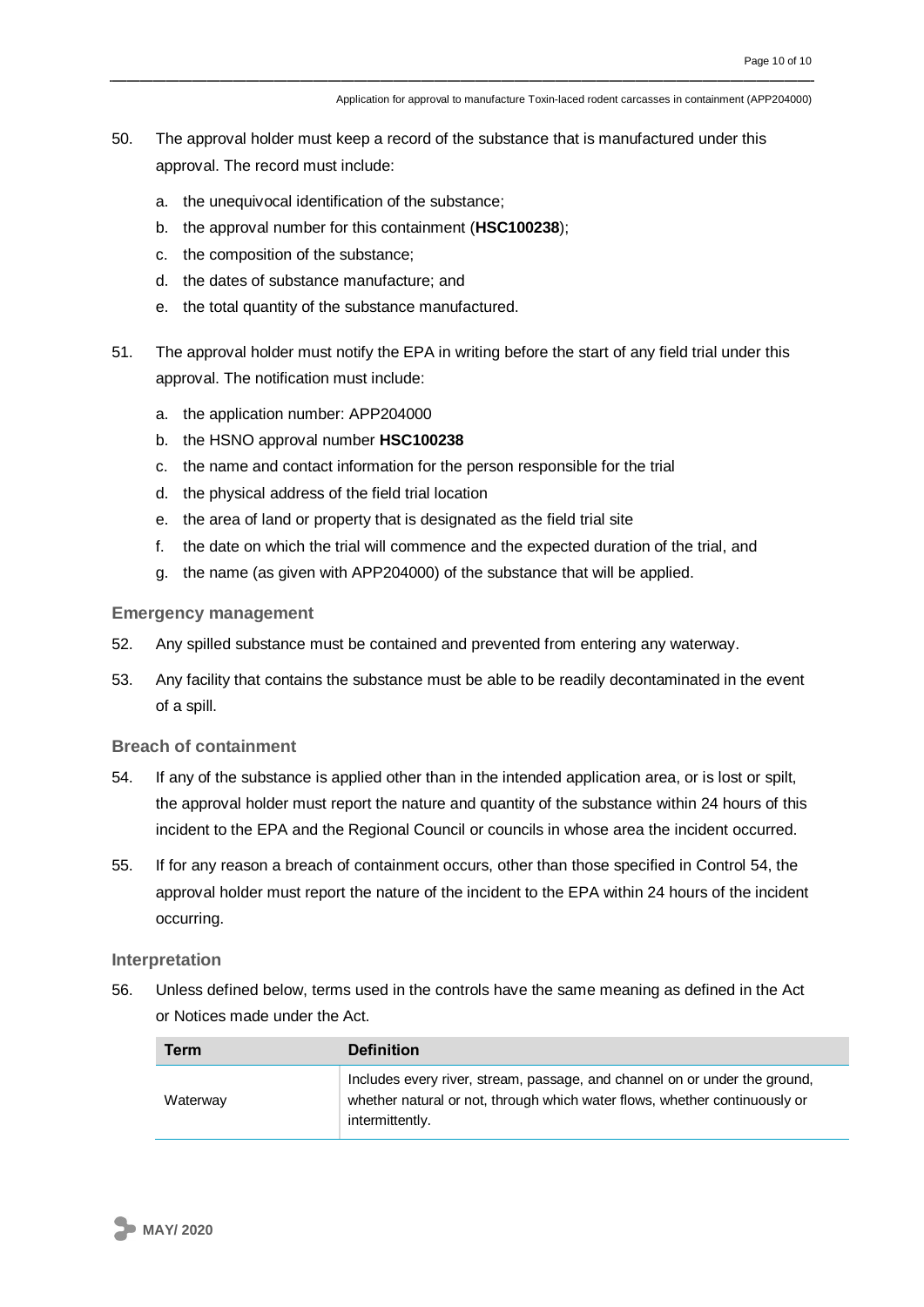50. The approval holder must keep a record of the substance that is manufactured under this approval. The record must include:

    a. the unequivocal identification of the substance;
    b. the approval number for this containment (**HSC100238**);
    c. the composition of the substance;
    d. the dates of substance manufacture; and
    e. the total quantity of the substance manufactured.

51. The approval holder must notify the EPA in writing before the start of any field trial under this approval. The notification must include:

    a. the application number: APP204000
    b. the HSNO approval number **HSC100238**
    c. the name and contact information for the person responsible for the trial
    d. the physical address of the field trial location
    e. the area of land or property that is designated as the field trial site
    f. the date on which the trial will commence and the expected duration of the trial, and
    g. the name (as given with APP204000) of the substance that will be applied.

### Emergency management

52. Any spilled substance must be contained and prevented from entering any waterway.

53. Any facility that contains the substance must be able to be readily decontaminated in the event of a spill.

### Breach of containment

54. If any of the substance is applied other than in the intended application area, or is lost or spilt, the approval holder must report the nature and quantity of the substance within 24 hours of this incident to the EPA and the Regional Council or councils in whose area the incident occurred.

55. If for any reason a breach of containment occurs, other than those specified in Control 54, the approval holder must report the nature of the incident to the EPA within 24 hours of the incident occurring.

### Interpretation

56. Unless defined below, terms used in the controls have the same meaning as defined in the Act or Notices made under the Act.

| Term | Definition |
|---|---|
| Waterway | Includes every river, stream, passage, and channel on or under the ground, whether natural or not, through which water flows, whether continuously or intermittently. |